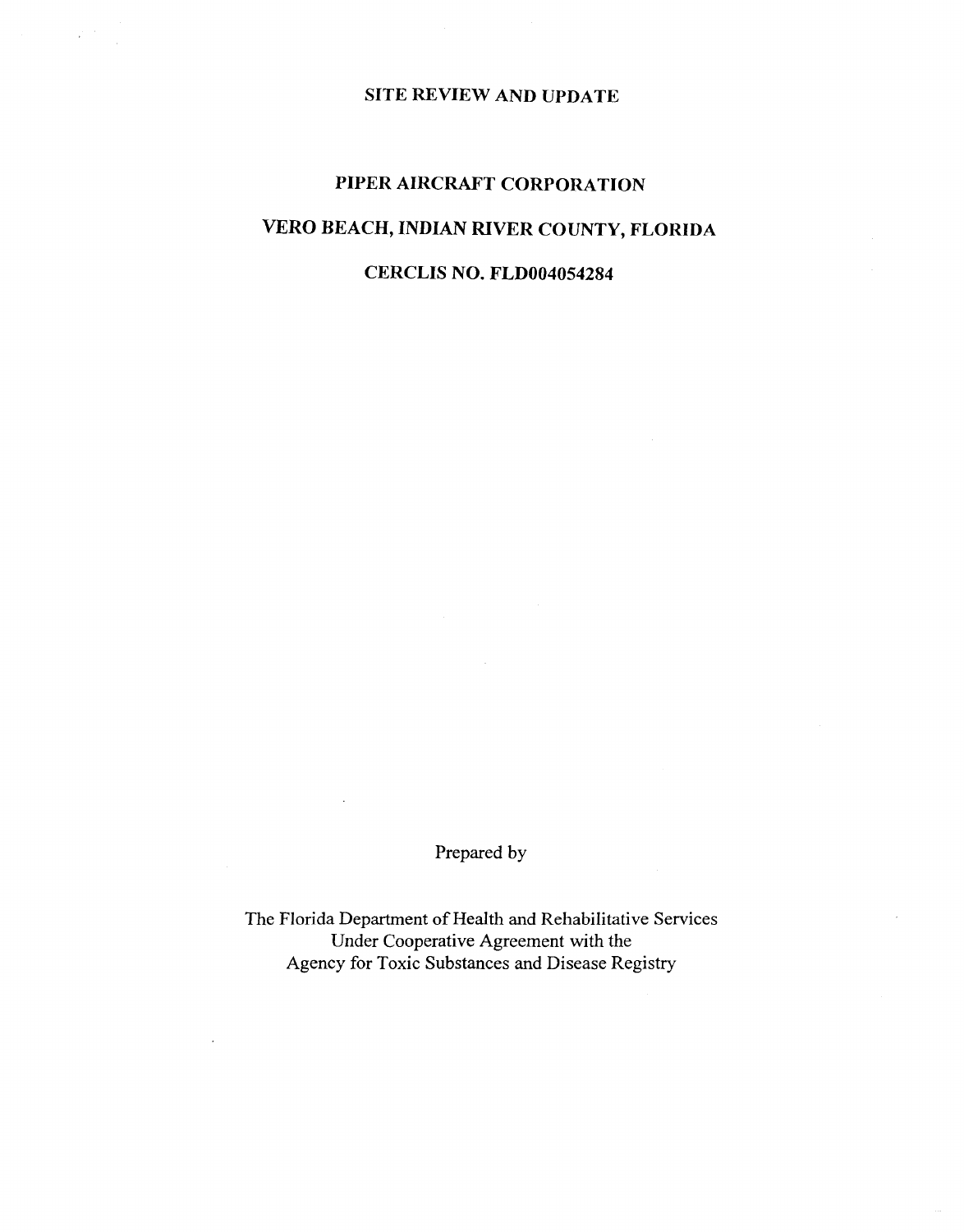# SITE REVIEW AND UPDATE

## PIPER AIRCRAFT CORPORATION

## VERO BEACH, INDIAN RIVER COUNTY, FLORIDA

## CERCLIS NO. FLD004054284

Prepared by

The Florida Department of Health and Rehabilitative Services
Under Cooperative Agreement with the
Agency for Toxic Substances and Disease Registry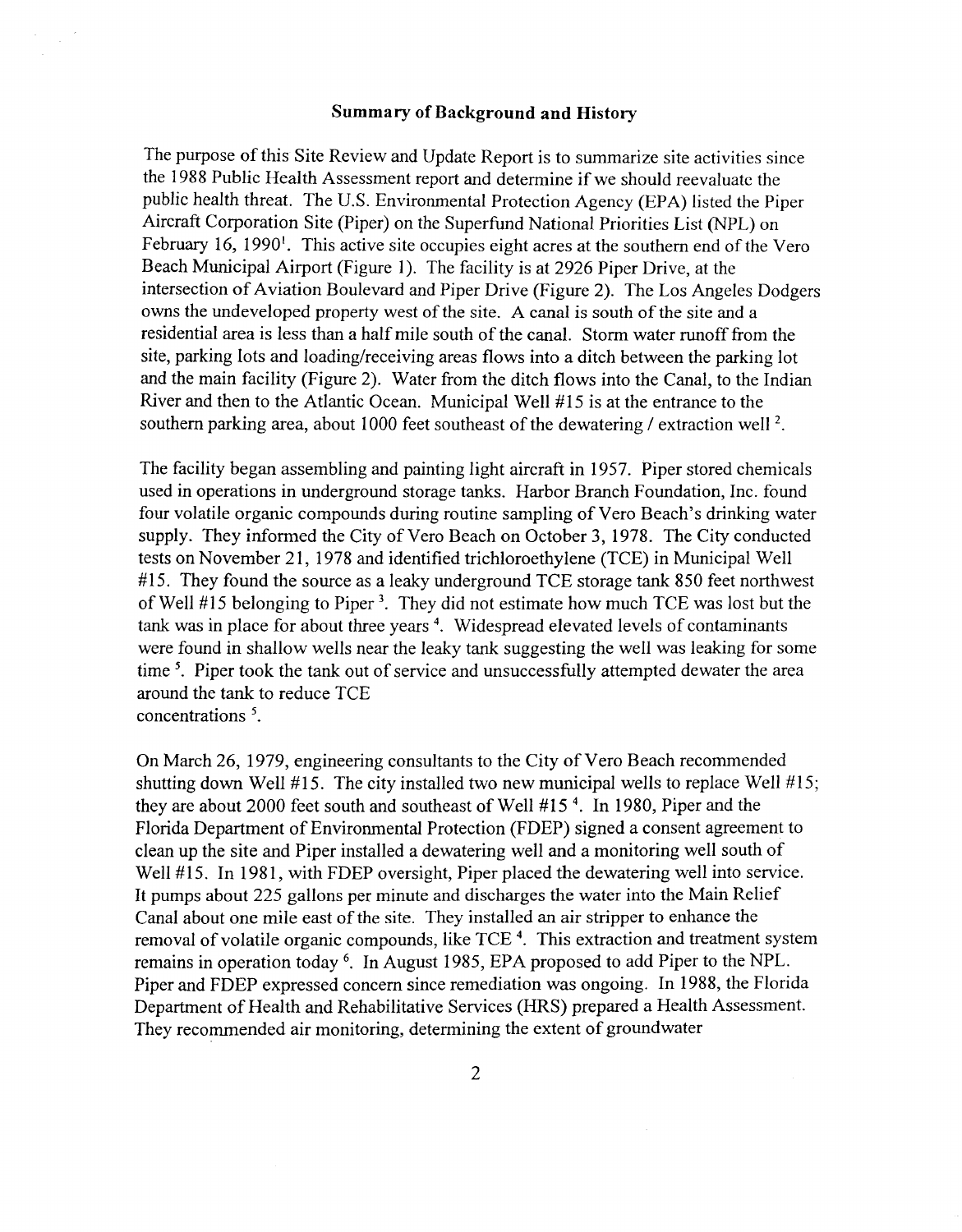## Summary of Background and History

The purpose of this Site Review and Update Report is to summarize site activities since the 1988 Public Health Assessment report and determine if we should reevaluate the public health threat. The U.S. Environmental Protection Agency (EPA) listed the Piper Aircraft Corporation Site (Piper) on the Superfund National Priorities List (NPL) on February 16, 1990[1]. This active site occupies eight acres at the southern end of the Vero Beach Municipal Airport (Figure 1). The facility is at 2926 Piper Drive, at the intersection of Aviation Boulevard and Piper Drive (Figure 2). The Los Angeles Dodgers owns the undeveloped property west of the site. A canal is south of the site and a residential area is less than a half mile south of the canal. Storm water runoff from the site, parking lots and loading/receiving areas flows into a ditch between the parking lot and the main facility (Figure 2). Water from the ditch flows into the Canal, to the Indian River and then to the Atlantic Ocean. Municipal Well #15 is at the entrance to the southern parking area, about 1000 feet southeast of the dewatering / extraction well [2].

The facility began assembling and painting light aircraft in 1957. Piper stored chemicals used in operations in underground storage tanks. Harbor Branch Foundation, Inc. found four volatile organic compounds during routine sampling of Vero Beach's drinking water supply. They informed the City of Vero Beach on October 3, 1978. The City conducted tests on November 21, 1978 and identified trichloroethylene (TCE) in Municipal Well #15. They found the source as a leaky underground TCE storage tank 850 feet northwest of Well #15 belonging to Piper [3]. They did not estimate how much TCE was lost but the tank was in place for about three years [4]. Widespread elevated levels of contaminants were found in shallow wells near the leaky tank suggesting the well was leaking for some time [5]. Piper took the tank out of service and unsuccessfully attempted dewater the area around the tank to reduce TCE concentrations [5].

On March 26, 1979, engineering consultants to the City of Vero Beach recommended shutting down Well #15. The city installed two new municipal wells to replace Well #15; they are about 2000 feet south and southeast of Well #15 [4]. In 1980, Piper and the Florida Department of Environmental Protection (FDEP) signed a consent agreement to clean up the site and Piper installed a dewatering well and a monitoring well south of Well #15. In 1981, with FDEP oversight, Piper placed the dewatering well into service. It pumps about 225 gallons per minute and discharges the water into the Main Relief Canal about one mile east of the site. They installed an air stripper to enhance the removal of volatile organic compounds, like TCE [4]. This extraction and treatment system remains in operation today [6]. In August 1985, EPA proposed to add Piper to the NPL. Piper and FDEP expressed concern since remediation was ongoing. In 1988, the Florida Department of Health and Rehabilitative Services (HRS) prepared a Health Assessment. They recommended air monitoring, determining the extent of groundwater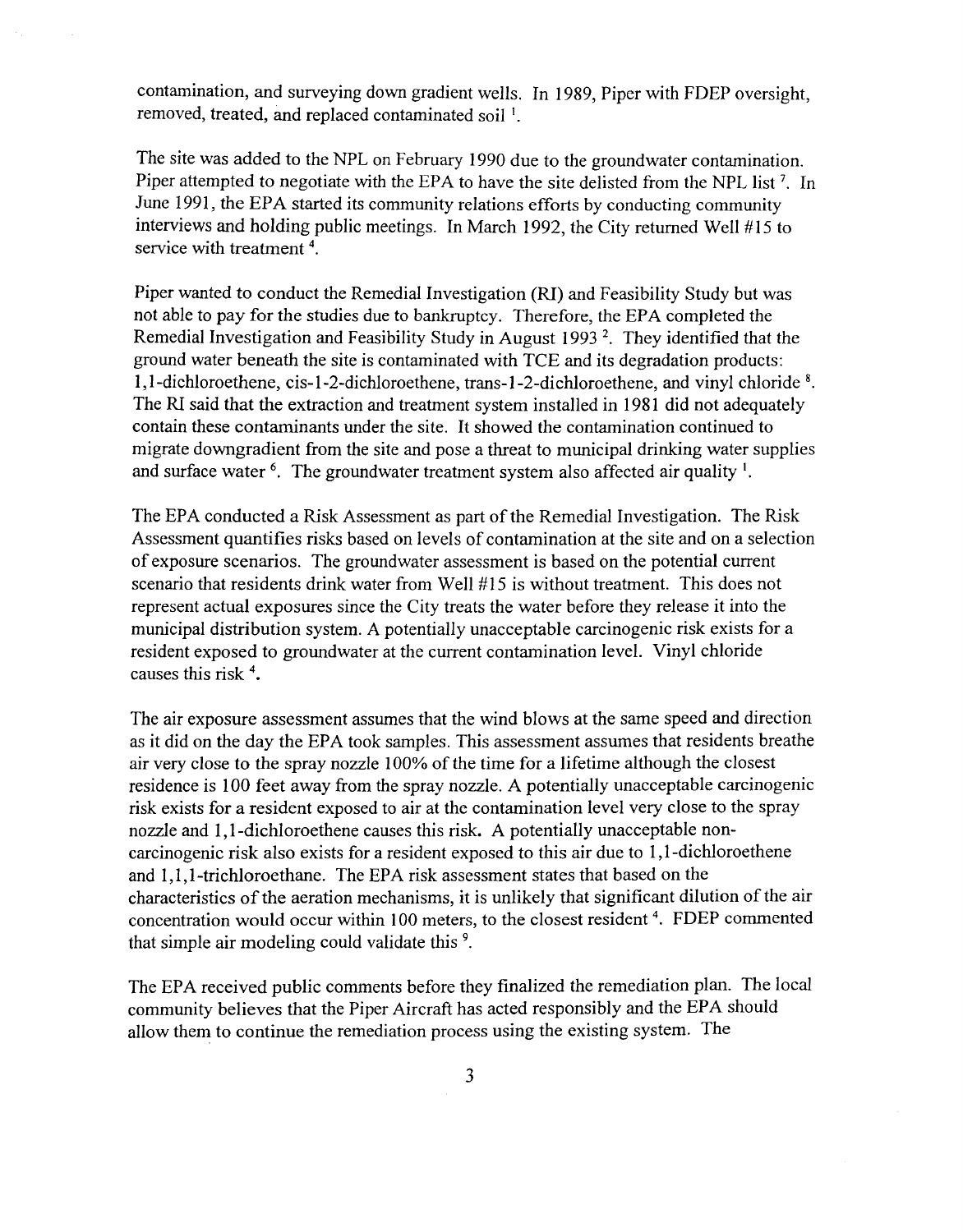contamination, and surveying down gradient wells. In 1989, Piper with FDEP oversight, removed, treated, and replaced contaminated soil [1].

The site was added to the NPL on February 1990 due to the groundwater contamination. Piper attempted to negotiate with the EPA to have the site delisted from the NPL list [7]. In June 1991, the EPA started its community relations efforts by conducting community interviews and holding public meetings. In March 1992, the City returned Well #15 to service with treatment [4].

Piper wanted to conduct the Remedial Investigation (RI) and Feasibility Study but was not able to pay for the studies due to bankruptcy. Therefore, the EPA completed the Remedial Investigation and Feasibility Study in August 1993 [2]. They identified that the ground water beneath the site is contaminated with TCE and its degradation products: 1,1-dichloroethene, cis-1-2-dichloroethene, trans-1-2-dichloroethene, and vinyl chloride [8]. The RI said that the extraction and treatment system installed in 1981 did not adequately contain these contaminants under the site. It showed the contamination continued to migrate downgradient from the site and pose a threat to municipal drinking water supplies and surface water [6]. The groundwater treatment system also affected air quality [1].

The EPA conducted a Risk Assessment as part of the Remedial Investigation. The Risk Assessment quantifies risks based on levels of contamination at the site and on a selection of exposure scenarios. The groundwater assessment is based on the potential current scenario that residents drink water from Well #15 is without treatment. This does not represent actual exposures since the City treats the water before they release it into the municipal distribution system. A potentially unacceptable carcinogenic risk exists for a resident exposed to groundwater at the current contamination level. Vinyl chloride causes this risk [4].

The air exposure assessment assumes that the wind blows at the same speed and direction as it did on the day the EPA took samples. This assessment assumes that residents breathe air very close to the spray nozzle 100% of the time for a lifetime although the closest residence is 100 feet away from the spray nozzle. A potentially unacceptable carcinogenic risk exists for a resident exposed to air at the contamination level very close to the spray nozzle and 1,1-dichloroethene causes this risk. A potentially unacceptable non-carcinogenic risk also exists for a resident exposed to this air due to 1,1-dichloroethene and 1,1,1-trichloroethane. The EPA risk assessment states that based on the characteristics of the aeration mechanisms, it is unlikely that significant dilution of the air concentration would occur within 100 meters, to the closest resident [4]. FDEP commented that simple air modeling could validate this [9].

The EPA received public comments before they finalized the remediation plan. The local community believes that the Piper Aircraft has acted responsibly and the EPA should allow them to continue the remediation process using the existing system. The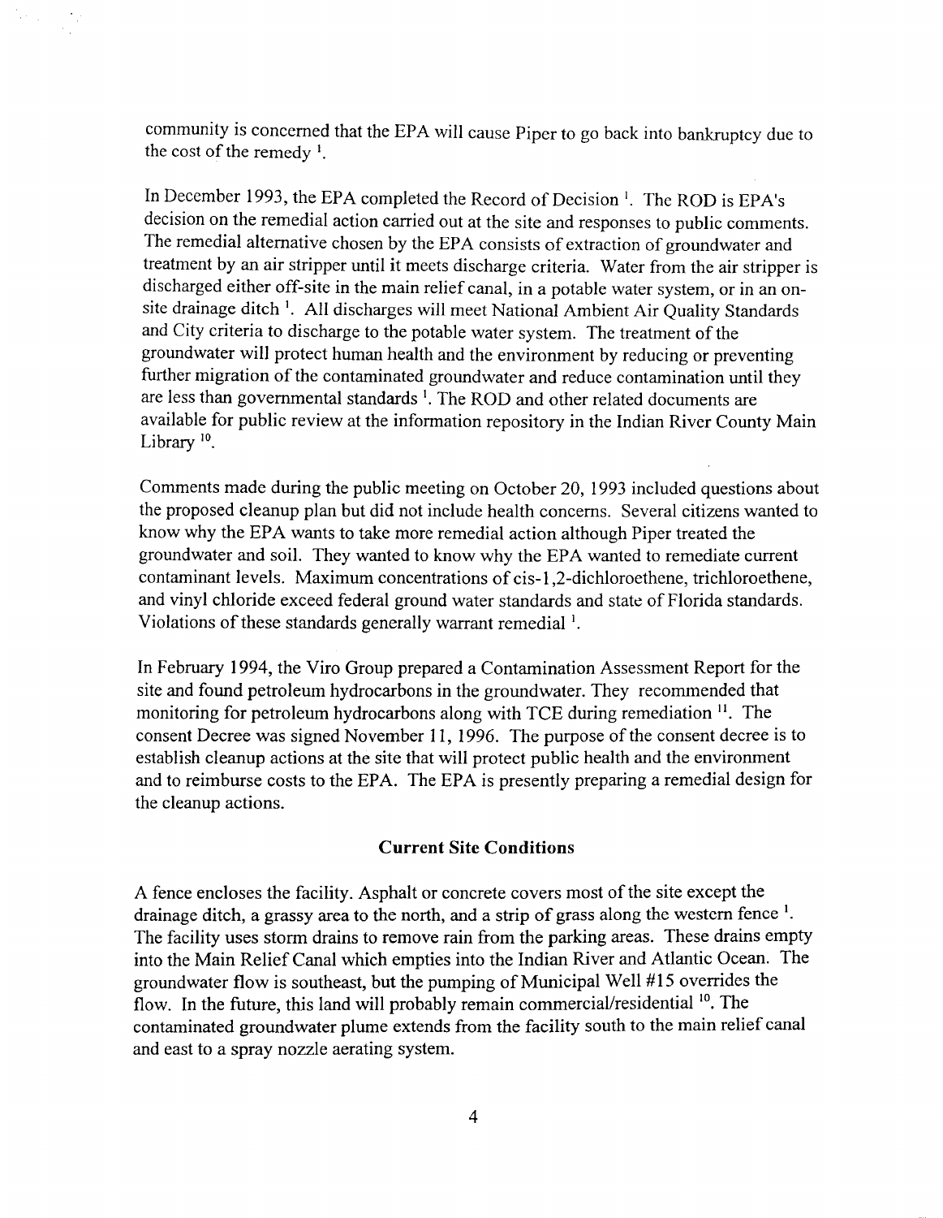community is concerned that the EPA will cause Piper to go back into bankruptcy due to the cost of the remedy [1].

In December 1993, the EPA completed the Record of Decision [1]. The ROD is EPA's decision on the remedial action carried out at the site and responses to public comments. The remedial alternative chosen by the EPA consists of extraction of groundwater and treatment by an air stripper until it meets discharge criteria. Water from the air stripper is discharged either off-site in the main relief canal, in a potable water system, or in an on-site drainage ditch [1]. All discharges will meet National Ambient Air Quality Standards and City criteria to discharge to the potable water system. The treatment of the groundwater will protect human health and the environment by reducing or preventing further migration of the contaminated groundwater and reduce contamination until they are less than governmental standards [1]. The ROD and other related documents are available for public review at the information repository in the Indian River County Main Library [10].

Comments made during the public meeting on October 20, 1993 included questions about the proposed cleanup plan but did not include health concerns. Several citizens wanted to know why the EPA wants to take more remedial action although Piper treated the groundwater and soil. They wanted to know why the EPA wanted to remediate current contaminant levels. Maximum concentrations of cis-1,2-dichloroethene, trichloroethene, and vinyl chloride exceed federal ground water standards and state of Florida standards. Violations of these standards generally warrant remedial [1].

In February 1994, the Viro Group prepared a Contamination Assessment Report for the site and found petroleum hydrocarbons in the groundwater. They recommended that monitoring for petroleum hydrocarbons along with TCE during remediation [11]. The consent Decree was signed November 11, 1996. The purpose of the consent decree is to establish cleanup actions at the site that will protect public health and the environment and to reimburse costs to the EPA. The EPA is presently preparing a remedial design for the cleanup actions.

## Current Site Conditions

A fence encloses the facility. Asphalt or concrete covers most of the site except the drainage ditch, a grassy area to the north, and a strip of grass along the western fence [1]. The facility uses storm drains to remove rain from the parking areas. These drains empty into the Main Relief Canal which empties into the Indian River and Atlantic Ocean. The groundwater flow is southeast, but the pumping of Municipal Well #15 overrides the flow. In the future, this land will probably remain commercial/residential [10]. The contaminated groundwater plume extends from the facility south to the main relief canal and east to a spray nozzle aerating system.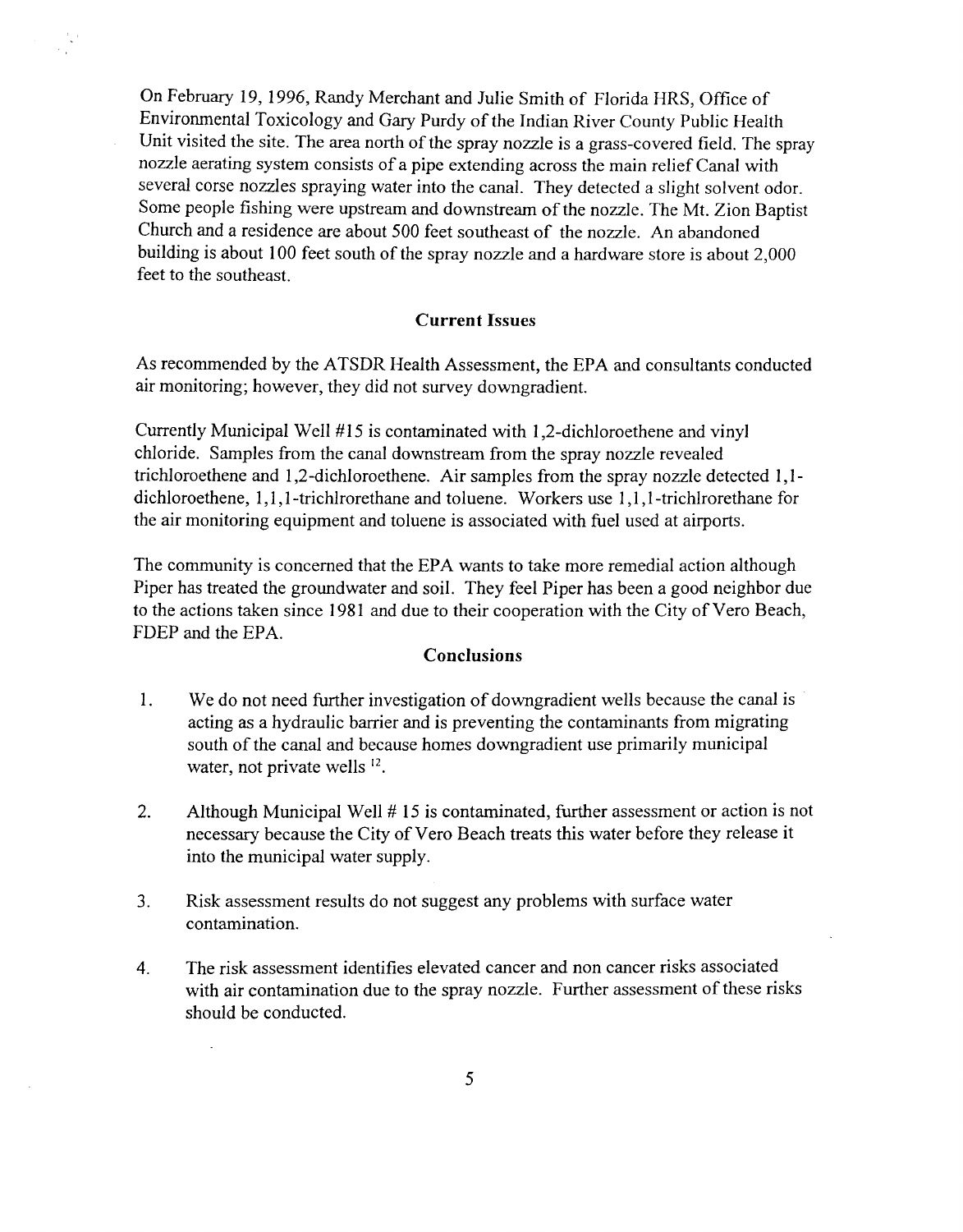On February 19, 1996, Randy Merchant and Julie Smith of Florida HRS, Office of Environmental Toxicology and Gary Purdy of the Indian River County Public Health Unit visited the site. The area north of the spray nozzle is a grass-covered field. The spray nozzle aerating system consists of a pipe extending across the main relief Canal with several corse nozzles spraying water into the canal. They detected a slight solvent odor. Some people fishing were upstream and downstream of the nozzle. The Mt. Zion Baptist Church and a residence are about 500 feet southeast of the nozzle. An abandoned building is about 100 feet south of the spray nozzle and a hardware store is about 2,000 feet to the southeast.

### Current Issues

As recommended by the ATSDR Health Assessment, the EPA and consultants conducted air monitoring; however, they did not survey downgradient.

Currently Municipal Well #15 is contaminated with 1,2-dichloroethene and vinyl chloride. Samples from the canal downstream from the spray nozzle revealed trichloroethene and 1,2-dichloroethene. Air samples from the spray nozzle detected 1,1-dichloroethene, 1,1,1-trichlrorethane and toluene. Workers use 1,1,1-trichlrorethane for the air monitoring equipment and toluene is associated with fuel used at airports.

The community is concerned that the EPA wants to take more remedial action although Piper has treated the groundwater and soil. They feel Piper has been a good neighbor due to the actions taken since 1981 and due to their cooperation with the City of Vero Beach, FDEP and the EPA.

### Conclusions

1. We do not need further investigation of downgradient wells because the canal is acting as a hydraulic barrier and is preventing the contaminants from migrating south of the canal and because homes downgradient use primarily municipal water, not private wells [12].

2. Although Municipal Well # 15 is contaminated, further assessment or action is not necessary because the City of Vero Beach treats this water before they release it into the municipal water supply.

3. Risk assessment results do not suggest any problems with surface water contamination.

4. The risk assessment identifies elevated cancer and non cancer risks associated with air contamination due to the spray nozzle. Further assessment of these risks should be conducted.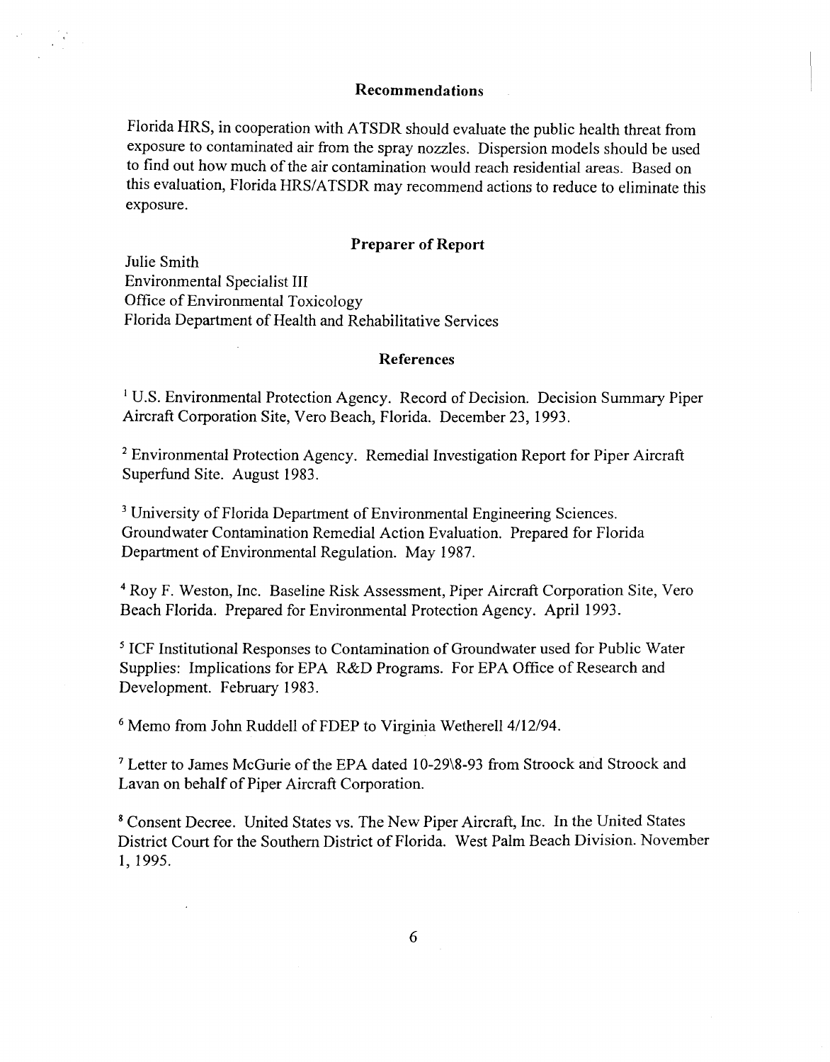## Recommendations

Florida HRS, in cooperation with ATSDR should evaluate the public health threat from exposure to contaminated air from the spray nozzles. Dispersion models should be used to find out how much of the air contamination would reach residential areas. Based on this evaluation, Florida HRS/ATSDR may recommend actions to reduce to eliminate this exposure.

## Preparer of Report

Julie Smith
Environmental Specialist III
Office of Environmental Toxicology
Florida Department of Health and Rehabilitative Services

## References

[1] U.S. Environmental Protection Agency. Record of Decision. Decision Summary Piper Aircraft Corporation Site, Vero Beach, Florida. December 23, 1993.

[2] Environmental Protection Agency. Remedial Investigation Report for Piper Aircraft Superfund Site. August 1983.

[3] University of Florida Department of Environmental Engineering Sciences. Groundwater Contamination Remedial Action Evaluation. Prepared for Florida Department of Environmental Regulation. May 1987.

[4] Roy F. Weston, Inc. Baseline Risk Assessment, Piper Aircraft Corporation Site, Vero Beach Florida. Prepared for Environmental Protection Agency. April 1993.

[5] ICF Institutional Responses to Contamination of Groundwater used for Public Water Supplies: Implications for EPA R&D Programs. For EPA Office of Research and Development. February 1983.

[6] Memo from John Ruddell of FDEP to Virginia Wetherell 4/12/94.

[7] Letter to James McGurie of the EPA dated 10-29\8-93 from Stroock and Stroock and Lavan on behalf of Piper Aircraft Corporation.

[8] Consent Decree. United States vs. The New Piper Aircraft, Inc. In the United States District Court for the Southern District of Florida. West Palm Beach Division. November 1, 1995.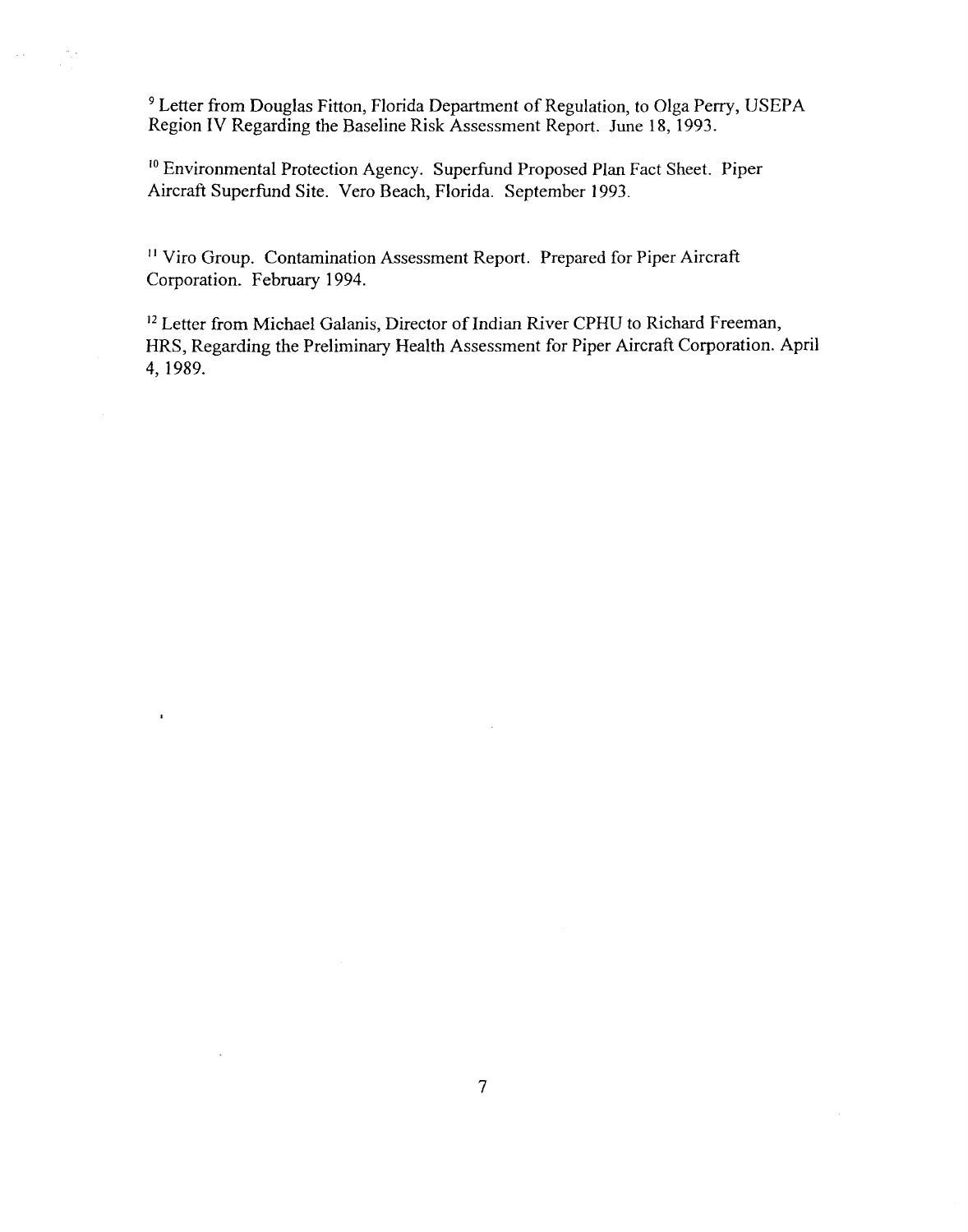[9] Letter from Douglas Fitton, Florida Department of Regulation, to Olga Perry, USEPA Region IV Regarding the Baseline Risk Assessment Report. June 18, 1993.

[10] Environmental Protection Agency. Superfund Proposed Plan Fact Sheet. Piper Aircraft Superfund Site. Vero Beach, Florida. September 1993.

[11] Viro Group. Contamination Assessment Report. Prepared for Piper Aircraft Corporation. February 1994.

[12] Letter from Michael Galanis, Director of Indian River CPHU to Richard Freeman, HRS, Regarding the Preliminary Health Assessment for Piper Aircraft Corporation. April 4, 1989.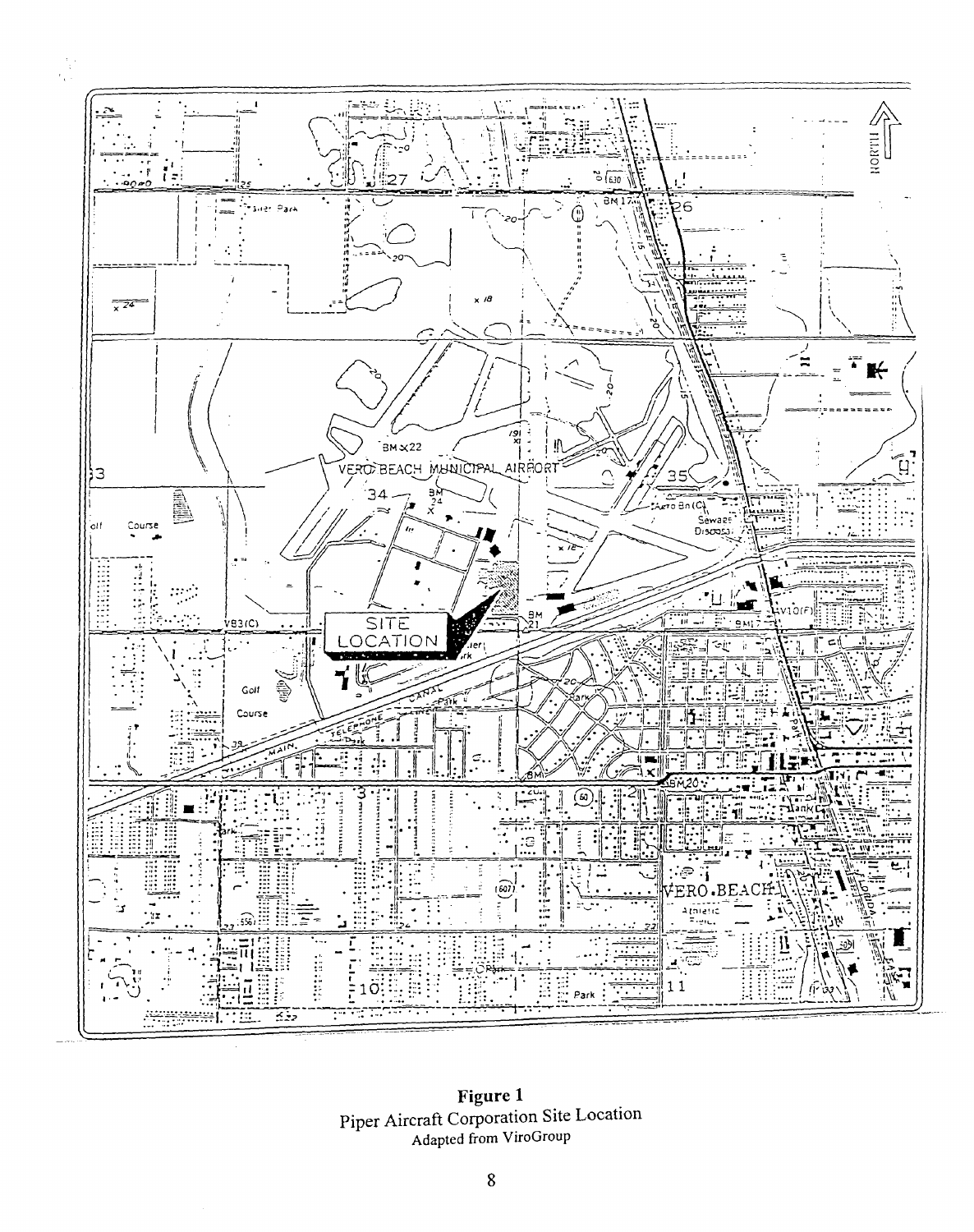**Figure 1**
Piper Aircraft Corporation Site Location
Adapted from ViroGroup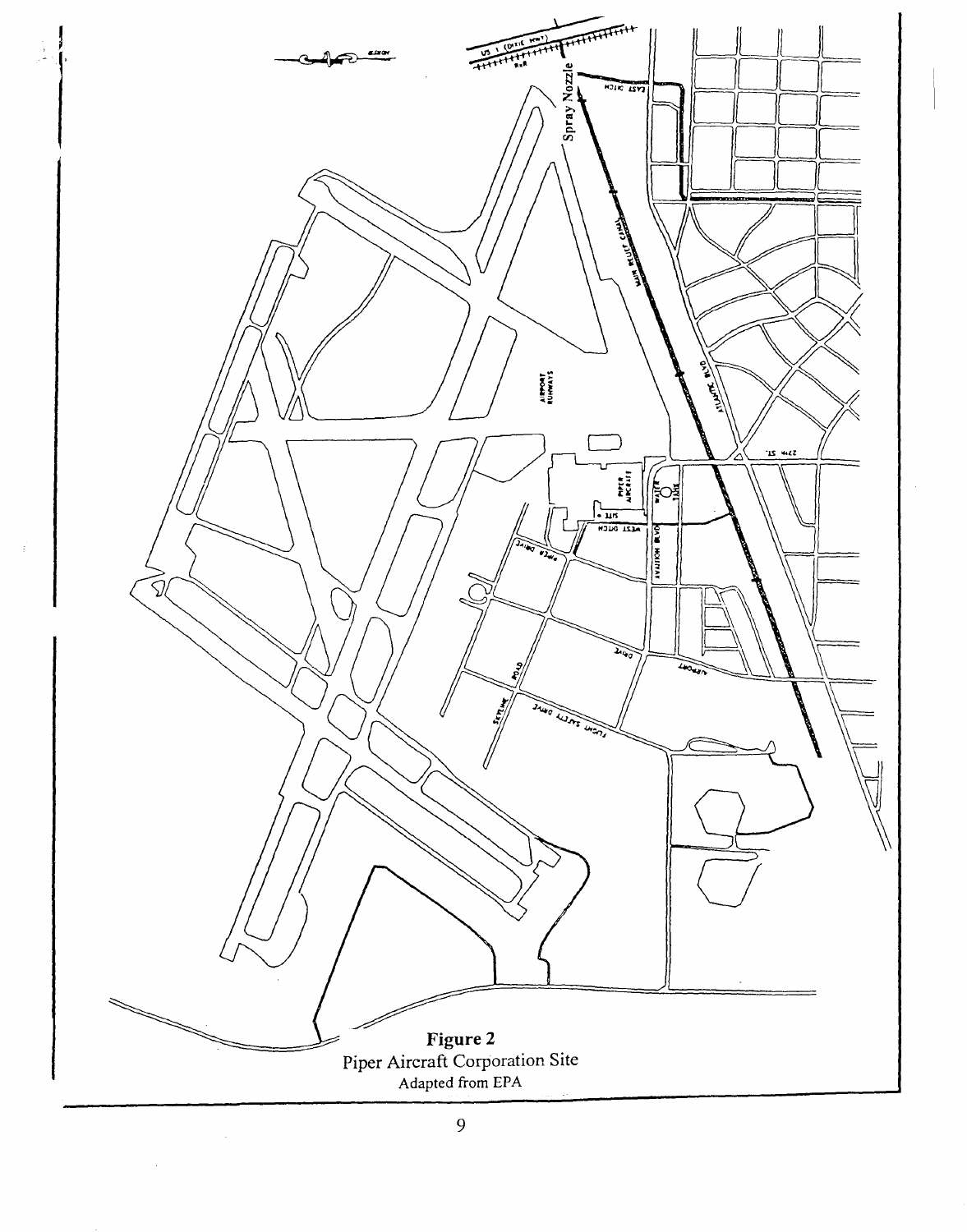Spray Nozzle

US 1 (DIXIE HWY)

R&R

EAST DITCH

MAIN RELIEF CANAL

AIRPORT RUNWAYS

ATLANTIC BLVD

27TH ST.

PIPER AIRCRAFT

WATER TANK

SITE 4

WEST DITCH

AVIATION BLVD

PIPER DRIVE

AIRPORT DRIVE

SKYLINE BLVD

FLIGHT SAFETY DRIVE

Figure 2
Piper Aircraft Corporation Site
Adapted from EPA